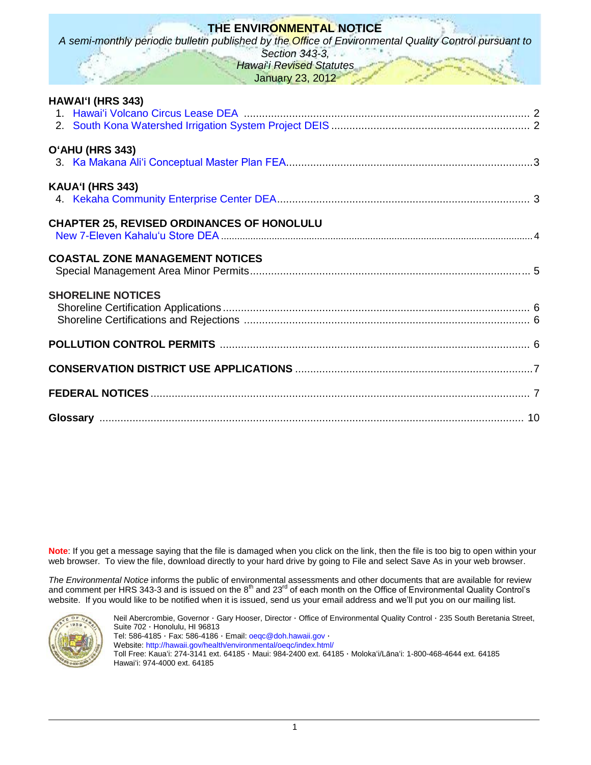# THE ENVIRONMENTAL NOTICE

*A semi-monthly periodic bulletin published by the Office of Environmental Quality Control pursuant to Section 343-3, Hawai'i Revised Statutes*

January 23, 2012

**HAWAI'I (HRS 343)**

1. Hawai'i Volcano Circus Lease DEA ........ 2
2. South Kona Watershed Irrigation System Project DEIS ........ 2

**O'AHU (HRS 343)**

3. Ka Makana Ali'i Conceptual Master Plan FEA ........ 3

**KAUA'I (HRS 343)**

4. Kekaha Community Enterprise Center DEA ........ 3

**CHAPTER 25, REVISED ORDINANCES OF HONOLULU**

New 7-Eleven Kahalu'u Store DEA ........ 4

**COASTAL ZONE MANAGEMENT NOTICES**

Special Management Area Minor Permits ........ 5

**SHORELINE NOTICES**

Shoreline Certification Applications ........ 6

Shoreline Certifications and Rejections ........ 6

**POLLUTION CONTROL PERMITS** ........ 6

**CONSERVATION DISTRICT USE APPLICATIONS** ........ 7

**FEDERAL NOTICES** ........ 7

**Glossary** ........ 10

**Note**: If you get a message saying that the file is damaged when you click on the link, then the file is too big to open within your web browser. To view the file, download directly to your hard drive by going to File and select Save As in your web browser.

*The Environmental Notice* informs the public of environmental assessments and other documents that are available for review and comment per HRS 343-3 and is issued on the 8th and 23rd of each month on the Office of Environmental Quality Control's website. If you would like to be notified when it is issued, send us your email address and we'll put you on our mailing list.

Neil Abercrombie, Governor · Gary Hooser, Director · Office of Environmental Quality Control · 235 South Beretania Street, Suite 702 · Honolulu, HI 96813
Tel: 586-4185 · Fax: 586-4186 · Email: oeqc@doh.hawaii.gov ·
Website: http://hawaii.gov/health/environmental/oeqc/index.html/
Toll Free: Kaua'i: 274-3141 ext. 64185 · Maui: 984-2400 ext. 64185 · Moloka'i/Lāna'i: 1-800-468-4644 ext. 64185
Hawai'i: 974-4000 ext. 64185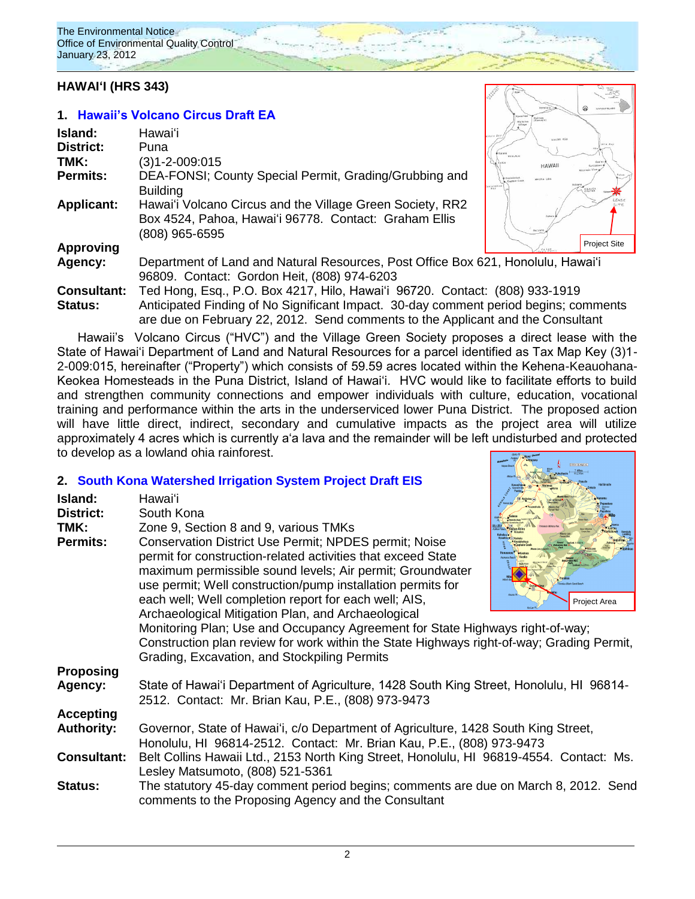## HAWAIʻI (HRS 343)

### 1. Hawaii's Volcano Circus Draft EA

**Island:** Hawaiʻi
**District:** Puna
**TMK:** (3)1-2-009:015
**Permits:** DEA-FONSI; County Special Permit, Grading/Grubbing and Building
**Applicant:** Hawaiʻi Volcano Circus and the Village Green Society, RR2 Box 4524, Pahoa, Hawaiʻi 96778. Contact: Graham Ellis (808) 965-6595
**Approving Agency:** Department of Land and Natural Resources, Post Office Box 621, Honolulu, Hawaiʻi 96809. Contact: Gordon Heit, (808) 974-6203
**Consultant:** Ted Hong, Esq., P.O. Box 4217, Hilo, Hawaiʻi 96720. Contact: (808) 933-1919
**Status:** Anticipated Finding of No Significant Impact. 30-day comment period begins; comments are due on February 22, 2012. Send comments to the Applicant and the Consultant

Project Site

Hawaii's Volcano Circus ("HVC") and the Village Green Society proposes a direct lease with the State of Hawaiʻi Department of Land and Natural Resources for a parcel identified as Tax Map Key (3)1-2-009:015, hereinafter ("Property") which consists of 59.59 acres located within the Kehena-Keauohana-Keokea Homesteads in the Puna District, Island of Hawaiʻi. HVC would like to facilitate efforts to build and strengthen community connections and empower individuals with culture, education, vocational training and performance within the arts in the underserviced lower Puna District. The proposed action will have little direct, indirect, secondary and cumulative impacts as the project area will utilize approximately 4 acres which is currently aʻa lava and the remainder will be left undisturbed and protected to develop as a lowland ohia rainforest.

### 2. South Kona Watershed Irrigation System Project Draft EIS

**Island:** Hawaiʻi
**District:** South Kona
**TMK:** Zone 9, Section 8 and 9, various TMKs
**Permits:** Conservation District Use Permit; NPDES permit; Noise permit for construction-related activities that exceed State maximum permissible sound levels; Air permit; Groundwater use permit; Well construction/pump installation permits for each well; Well completion report for each well; AIS, Archaeological Mitigation Plan, and Archaeological Monitoring Plan; Use and Occupancy Agreement for State Highways right-of-way; Construction plan review for work within the State Highways right-of-way; Grading Permit, Grading, Excavation, and Stockpiling Permits
**Proposing Agency:** State of Hawaiʻi Department of Agriculture, 1428 South King Street, Honolulu, HI 96814-2512. Contact: Mr. Brian Kau, P.E., (808) 973-9473
**Accepting Authority:** Governor, State of Hawaiʻi, c/o Department of Agriculture, 1428 South King Street, Honolulu, HI 96814-2512. Contact: Mr. Brian Kau, P.E., (808) 973-9473
**Consultant:** Belt Collins Hawaii Ltd., 2153 North King Street, Honolulu, HI 96819-4554. Contact: Ms. Lesley Matsumoto, (808) 521-5361
**Status:** The statutory 45-day comment period begins; comments are due on March 8, 2012. Send comments to the Proposing Agency and the Consultant

Project Area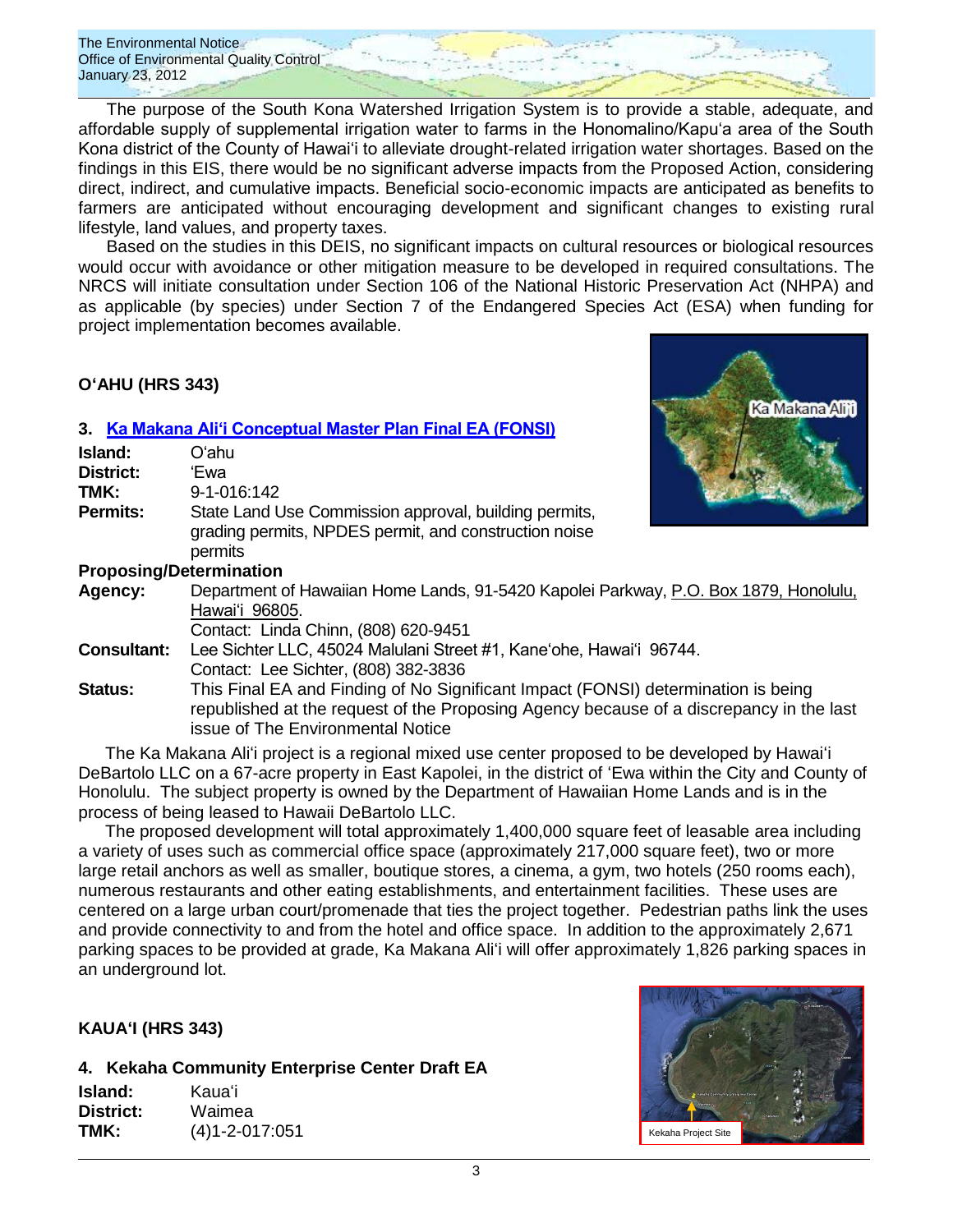The purpose of the South Kona Watershed Irrigation System is to provide a stable, adequate, and affordable supply of supplemental irrigation water to farms in the Honomalino/Kapuʻa area of the South Kona district of the County of Hawaiʻi to alleviate drought-related irrigation water shortages. Based on the findings in this EIS, there would be no significant adverse impacts from the Proposed Action, considering direct, indirect, and cumulative impacts. Beneficial socio-economic impacts are anticipated as benefits to farmers are anticipated without encouraging development and significant changes to existing rural lifestyle, land values, and property taxes.

Based on the studies in this DEIS, no significant impacts on cultural resources or biological resources would occur with avoidance or other mitigation measure to be developed in required consultations. The NRCS will initiate consultation under Section 106 of the National Historic Preservation Act (NHPA) and as applicable (by species) under Section 7 of the Endangered Species Act (ESA) when funding for project implementation becomes available.

## OʻAHU (HRS 343)

### 3. Ka Makana Aliʻi Conceptual Master Plan Final EA (FONSI)

**Island:** Oʻahu
**District:** ʻEwa
**TMK:** 9-1-016:142
**Permits:** State Land Use Commission approval, building permits, grading permits, NPDES permit, and construction noise permits

**Proposing/Determination**
**Agency:** Department of Hawaiian Home Lands, 91-5420 Kapolei Parkway, P.O. Box 1879, Honolulu, Hawaiʻi 96805.
Contact: Linda Chinn, (808) 620-9451
**Consultant:** Lee Sichter LLC, 45024 Malulani Street #1, Kaneʻohe, Hawaiʻi 96744.
Contact: Lee Sichter, (808) 382-3836
**Status:** This Final EA and Finding of No Significant Impact (FONSI) determination is being republished at the request of the Proposing Agency because of a discrepancy in the last issue of The Environmental Notice

The Ka Makana Aliʻi project is a regional mixed use center proposed to be developed by Hawaiʻi DeBartolo LLC on a 67-acre property in East Kapolei, in the district of ʻEwa within the City and County of Honolulu. The subject property is owned by the Department of Hawaiian Home Lands and is in the process of being leased to Hawaii DeBartolo LLC.

The proposed development will total approximately 1,400,000 square feet of leasable area including a variety of uses such as commercial office space (approximately 217,000 square feet), two or more large retail anchors as well as smaller, boutique stores, a cinema, a gym, two hotels (250 rooms each), numerous restaurants and other eating establishments, and entertainment facilities. These uses are centered on a large urban court/promenade that ties the project together. Pedestrian paths link the uses and provide connectivity to and from the hotel and office space. In addition to the approximately 2,671 parking spaces to be provided at grade, Ka Makana Aliʻi will offer approximately 1,826 parking spaces in an underground lot.

## KAUAʻI (HRS 343)

### 4. Kekaha Community Enterprise Center Draft EA

**Island:** Kauaʻi
**District:** Waimea
**TMK:** (4)1-2-017:051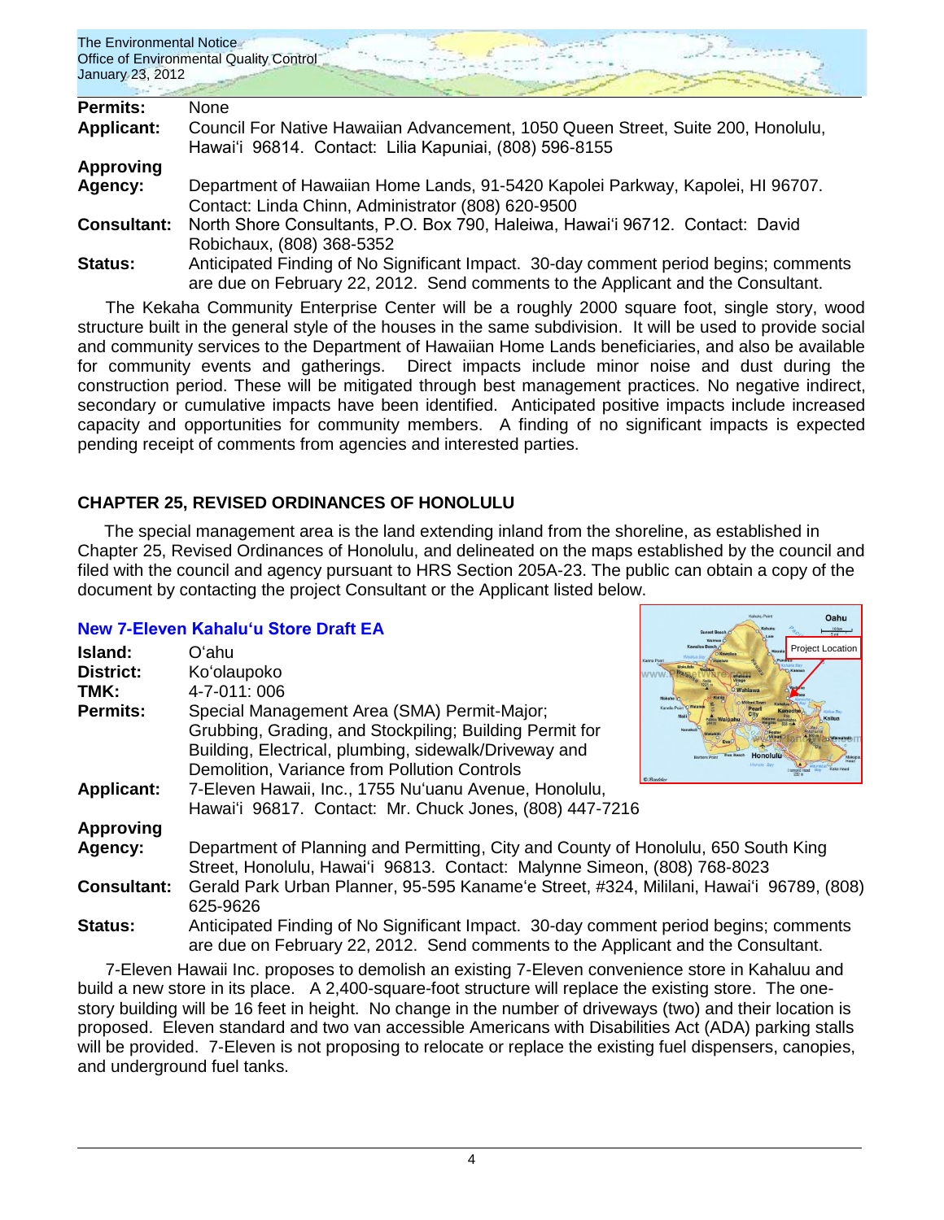| | |
|---|---|
| **Permits:** | None |
| **Applicant:** | Council For Native Hawaiian Advancement, 1050 Queen Street, Suite 200, Honolulu, Hawaiʻi 96814. Contact: Lilia Kapuniai, (808) 596-8155 |
| **Approving Agency:** | Department of Hawaiian Home Lands, 91-5420 Kapolei Parkway, Kapolei, HI 96707. Contact: Linda Chinn, Administrator (808) 620-9500 |
| **Consultant:** | North Shore Consultants, P.O. Box 790, Haleiwa, Hawaiʻi 96712. Contact: David Robichaux, (808) 368-5352 |
| **Status:** | Anticipated Finding of No Significant Impact. 30-day comment period begins; comments are due on February 22, 2012. Send comments to the Applicant and the Consultant. |

The Kekaha Community Enterprise Center will be a roughly 2000 square foot, single story, wood structure built in the general style of the houses in the same subdivision. It will be used to provide social and community services to the Department of Hawaiian Home Lands beneficiaries, and also be available for community events and gatherings. Direct impacts include minor noise and dust during the construction period. These will be mitigated through best management practices. No negative indirect, secondary or cumulative impacts have been identified. Anticipated positive impacts include increased capacity and opportunities for community members. A finding of no significant impacts is expected pending receipt of comments from agencies and interested parties.

## CHAPTER 25, REVISED ORDINANCES OF HONOLULU

The special management area is the land extending inland from the shoreline, as established in Chapter 25, Revised Ordinances of Honolulu, and delineated on the maps established by the council and filed with the council and agency pursuant to HRS Section 205A-23. The public can obtain a copy of the document by contacting the project Consultant or the Applicant listed below.

### New 7-Eleven Kahaluʻu Store Draft EA

| | |
|---|---|
| **Island:** | Oʻahu |
| **District:** | Koʻolaupoko |
| **TMK:** | 4-7-011: 006 |
| **Permits:** | Special Management Area (SMA) Permit-Major; Grubbing, Grading, and Stockpiling; Building Permit for Building, Electrical, plumbing, sidewalk/Driveway and Demolition, Variance from Pollution Controls |
| **Applicant:** | 7-Eleven Hawaii, Inc., 1755 Nuʻuanu Avenue, Honolulu, Hawaiʻi 96817. Contact: Mr. Chuck Jones, (808) 447-7216 |
| **Approving Agency:** | Department of Planning and Permitting, City and County of Honolulu, 650 South King Street, Honolulu, Hawaiʻi 96813. Contact: Malynne Simeon, (808) 768-8023 |
| **Consultant:** | Gerald Park Urban Planner, 95-595 Kanameʻe Street, #324, Mililani, Hawaiʻi 96789, (808) 625-9626 |
| **Status:** | Anticipated Finding of No Significant Impact. 30-day comment period begins; comments are due on February 22, 2012. Send comments to the Applicant and the Consultant. |

7-Eleven Hawaii Inc. proposes to demolish an existing 7-Eleven convenience store in Kahaluu and build a new store in its place. A 2,400-square-foot structure will replace the existing store. The one-story building will be 16 feet in height. No change in the number of driveways (two) and their location is proposed. Eleven standard and two van accessible Americans with Disabilities Act (ADA) parking stalls will be provided. 7-Eleven is not proposing to relocate or replace the existing fuel dispensers, canopies, and underground fuel tanks.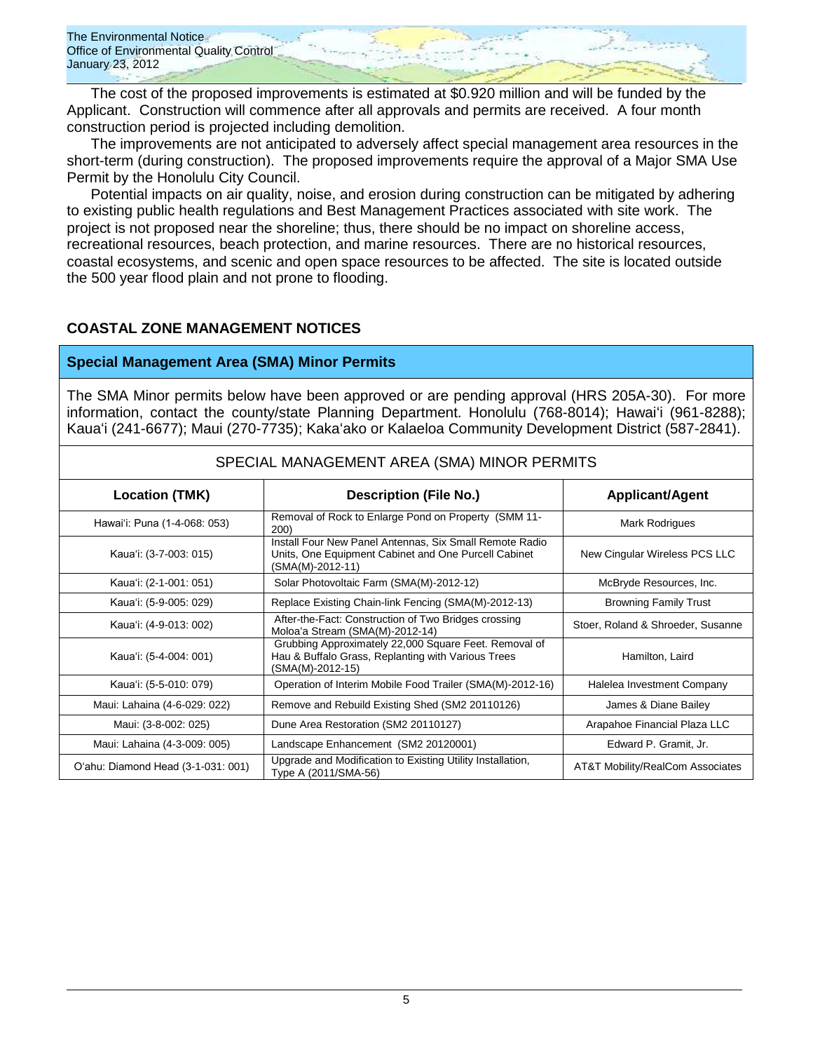The cost of the proposed improvements is estimated at $0.920 million and will be funded by the Applicant. Construction will commence after all approvals and permits are received. A four month construction period is projected including demolition.

The improvements are not anticipated to adversely affect special management area resources in the short-term (during construction). The proposed improvements require the approval of a Major SMA Use Permit by the Honolulu City Council.

Potential impacts on air quality, noise, and erosion during construction can be mitigated by adhering to existing public health regulations and Best Management Practices associated with site work. The project is not proposed near the shoreline; thus, there should be no impact on shoreline access, recreational resources, beach protection, and marine resources. There are no historical resources, coastal ecosystems, and scenic and open space resources to be affected. The site is located outside the 500 year flood plain and not prone to flooding.

## COASTAL ZONE MANAGEMENT NOTICES

### Special Management Area (SMA) Minor Permits

The SMA Minor permits below have been approved or are pending approval (HRS 205A-30). For more information, contact the county/state Planning Department. Honolulu (768-8014); Hawai'i (961-8288); Kaua'i (241-6677); Maui (270-7735); Kaka'ako or Kalaeloa Community Development District (587-2841).

SPECIAL MANAGEMENT AREA (SMA) MINOR PERMITS

| Location (TMK) | Description (File No.) | Applicant/Agent |
|---|---|---|
| Hawai'i: Puna (1-4-068: 053) | Removal of Rock to Enlarge Pond on Property (SMM 11-200) | Mark Rodrigues |
| Kaua'i: (3-7-003: 015) | Install Four New Panel Antennas, Six Small Remote Radio Units, One Equipment Cabinet and One Purcell Cabinet (SMA(M)-2012-11) | New Cingular Wireless PCS LLC |
| Kaua'i: (2-1-001: 051) | Solar Photovoltaic Farm (SMA(M)-2012-12) | McBryde Resources, Inc. |
| Kaua'i: (5-9-005: 029) | Replace Existing Chain-link Fencing (SMA(M)-2012-13) | Browning Family Trust |
| Kaua'i: (4-9-013: 002) | After-the-Fact: Construction of Two Bridges crossing Moloa'a Stream (SMA(M)-2012-14) | Stoer, Roland & Shroeder, Susanne |
| Kaua'i: (5-4-004: 001) | Grubbing Approximately 22,000 Square Feet. Removal of Hau & Buffalo Grass, Replanting with Various Trees (SMA(M)-2012-15) | Hamilton, Laird |
| Kaua'i: (5-5-010: 079) | Operation of Interim Mobile Food Trailer (SMA(M)-2012-16) | Halelea Investment Company |
| Maui: Lahaina (4-6-029: 022) | Remove and Rebuild Existing Shed (SM2 20110126) | James & Diane Bailey |
| Maui: (3-8-002: 025) | Dune Area Restoration (SM2 20110127) | Arapahoe Financial Plaza LLC |
| Maui: Lahaina (4-3-009: 005) | Landscape Enhancement (SM2 20120001) | Edward P. Gramit, Jr. |
| O'ahu: Diamond Head (3-1-031: 001) | Upgrade and Modification to Existing Utility Installation, Type A (2011/SMA-56) | AT&T Mobility/RealCom Associates |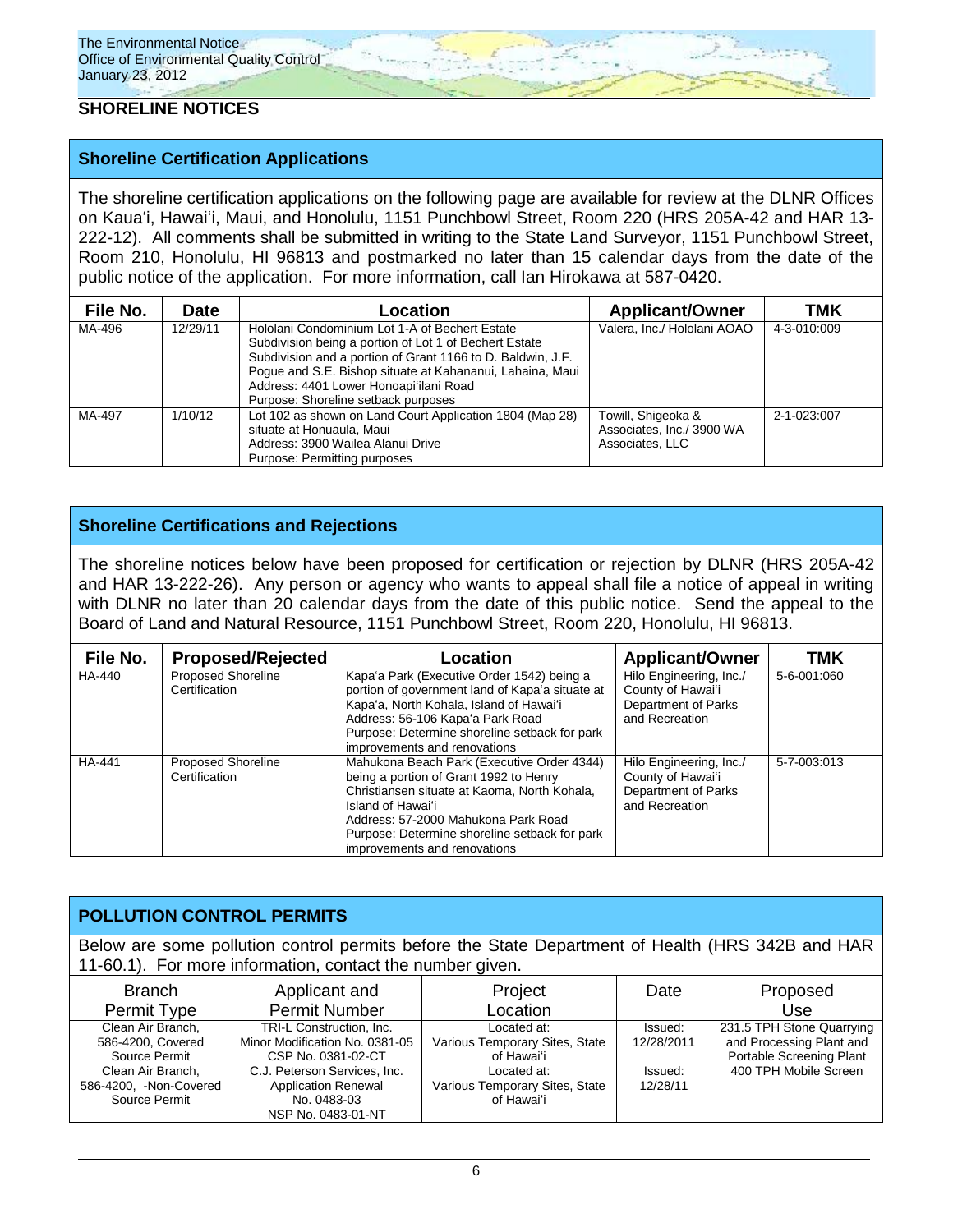## SHORELINE NOTICES

### Shoreline Certification Applications

The shoreline certification applications on the following page are available for review at the DLNR Offices on Kaua'i, Hawai'i, Maui, and Honolulu, 1151 Punchbowl Street, Room 220 (HRS 205A-42 and HAR 13-222-12). All comments shall be submitted in writing to the State Land Surveyor, 1151 Punchbowl Street, Room 210, Honolulu, HI 96813 and postmarked no later than 15 calendar days from the date of the public notice of the application. For more information, call Ian Hirokawa at 587-0420.

| File No. | Date | Location | Applicant/Owner | TMK |
|---|---|---|---|---|
| MA-496 | 12/29/11 | Hololani Condominium Lot 1-A of Bechert Estate Subdivision being a portion of Lot 1 of Bechert Estate Subdivision and a portion of Grant 1166 to D. Baldwin, J.F. Pogue and S.E. Bishop situate at Kahananui, Lahaina, Maui<br>Address: 4401 Lower Honoapi'ilani Road<br>Purpose: Shoreline setback purposes | Valera, Inc./ Hololani AOAO | 4-3-010:009 |
| MA-497 | 1/10/12 | Lot 102 as shown on Land Court Application 1804 (Map 28) situate at Honuaula, Maui<br>Address: 3900 Wailea Alanui Drive<br>Purpose: Permitting purposes | Towill, Shigeoka & Associates, Inc./ 3900 WA Associates, LLC | 2-1-023:007 |

### Shoreline Certifications and Rejections

The shoreline notices below have been proposed for certification or rejection by DLNR (HRS 205A-42 and HAR 13-222-26). Any person or agency who wants to appeal shall file a notice of appeal in writing with DLNR no later than 20 calendar days from the date of this public notice. Send the appeal to the Board of Land and Natural Resource, 1151 Punchbowl Street, Room 220, Honolulu, HI 96813.

| File No. | Proposed/Rejected | Location | Applicant/Owner | TMK |
|---|---|---|---|---|
| HA-440 | Proposed Shoreline Certification | Kapa'a Park (Executive Order 1542) being a portion of government land of Kapa'a situate at Kapa'a, North Kohala, Island of Hawai'i<br>Address: 56-106 Kapa'a Park Road<br>Purpose: Determine shoreline setback for park improvements and renovations | Hilo Engineering, Inc./ County of Hawai'i Department of Parks and Recreation | 5-6-001:060 |
| HA-441 | Proposed Shoreline Certification | Mahukona Beach Park (Executive Order 4344) being a portion of Grant 1992 to Henry Christiansen situate at Kaoma, North Kohala, Island of Hawai'i<br>Address: 57-2000 Mahukona Park Road<br>Purpose: Determine shoreline setback for park improvements and renovations | Hilo Engineering, Inc./ County of Hawai'i Department of Parks and Recreation | 5-7-003:013 |

## POLLUTION CONTROL PERMITS

Below are some pollution control permits before the State Department of Health (HRS 342B and HAR 11-60.1). For more information, contact the number given.

| Branch<br>Permit Type | Applicant and<br>Permit Number | Project<br>Location | Date | Proposed<br>Use |
|---|---|---|---|---|
| Clean Air Branch, 586-4200, Covered Source Permit | TRI-L Construction, Inc.<br>Minor Modification No. 0381-05<br>CSP No. 0381-02-CT | Located at:<br>Various Temporary Sites, State of Hawai'i | Issued:<br>12/28/2011 | 231.5 TPH Stone Quarrying and Processing Plant and Portable Screening Plant |
| Clean Air Branch, 586-4200, -Non-Covered Source Permit | C.J. Peterson Services, Inc.<br>Application Renewal No. 0483-03<br>NSP No. 0483-01-NT | Located at:<br>Various Temporary Sites, State of Hawai'i | Issued:<br>12/28/11 | 400 TPH Mobile Screen |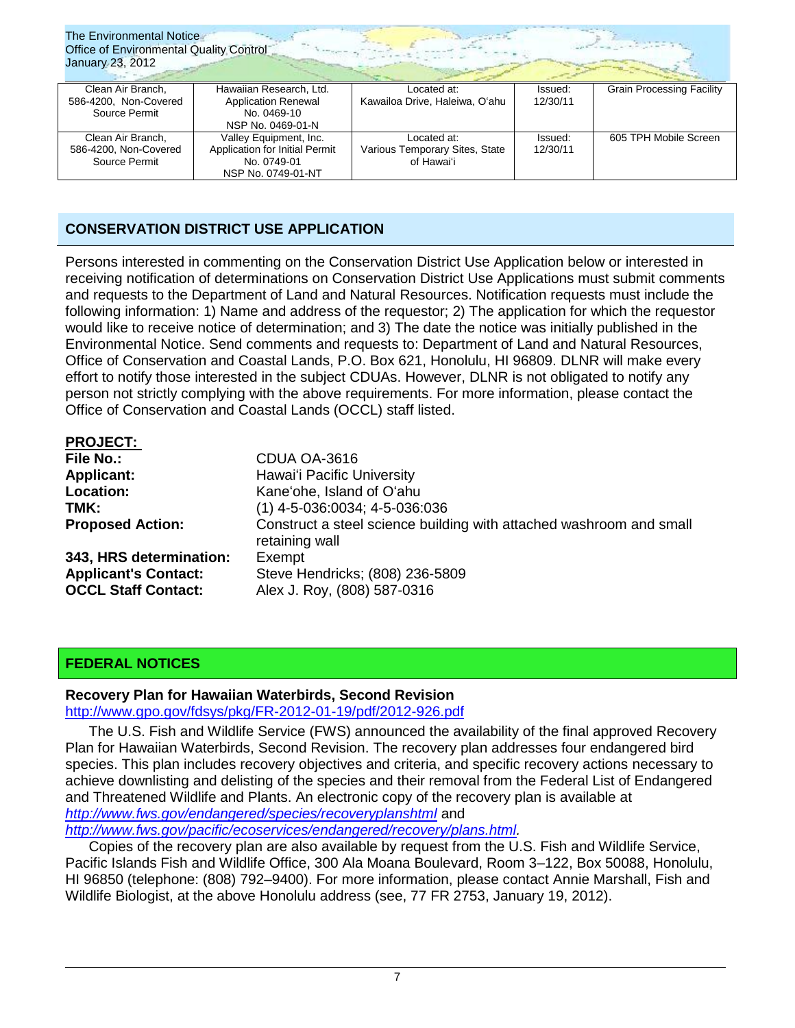| Clean Air Branch, 586-4200, Non-Covered Source Permit | Hawaiian Research, Ltd. Application Renewal No. 0469-10 NSP No. 0469-01-N | Located at: Kawailoa Drive, Haleiwa, O'ahu | Issued: 12/30/11 | Grain Processing Facility |
|---|---|---|---|---|
| Clean Air Branch, 586-4200, Non-Covered Source Permit | Valley Equipment, Inc. Application for Initial Permit No. 0749-01 NSP No. 0749-01-NT | Located at: Various Temporary Sites, State of Hawai'i | Issued: 12/30/11 | 605 TPH Mobile Screen |

## CONSERVATION DISTRICT USE APPLICATION

Persons interested in commenting on the Conservation District Use Application below or interested in receiving notification of determinations on Conservation District Use Applications must submit comments and requests to the Department of Land and Natural Resources. Notification requests must include the following information: 1) Name and address of the requestor; 2) The application for which the requestor would like to receive notice of determination; and 3) The date the notice was initially published in the Environmental Notice. Send comments and requests to: Department of Land and Natural Resources, Office of Conservation and Coastal Lands, P.O. Box 621, Honolulu, HI 96809. DLNR will make every effort to notify those interested in the subject CDUAs. However, DLNR is not obligated to notify any person not strictly complying with the above requirements. For more information, please contact the Office of Conservation and Coastal Lands (OCCL) staff listed.

**PROJECT:**

**File No.:** CDUA OA-3616
**Applicant:** Hawai'i Pacific University
**Location:** Kane'ohe, Island of O'ahu
**TMK:** (1) 4-5-036:0034; 4-5-036:036
**Proposed Action:** Construct a steel science building with attached washroom and small retaining wall
**343, HRS determination:** Exempt
**Applicant's Contact:** Steve Hendricks; (808) 236-5809
**OCCL Staff Contact:** Alex J. Roy, (808) 587-0316

## FEDERAL NOTICES

**Recovery Plan for Hawaiian Waterbirds, Second Revision**
http://www.gpo.gov/fdsys/pkg/FR-2012-01-19/pdf/2012-926.pdf

The U.S. Fish and Wildlife Service (FWS) announced the availability of the final approved Recovery Plan for Hawaiian Waterbirds, Second Revision. The recovery plan addresses four endangered bird species. This plan includes recovery objectives and criteria, and specific recovery actions necessary to achieve downlisting and delisting of the species and their removal from the Federal List of Endangered and Threatened Wildlife and Plants. An electronic copy of the recovery plan is available at *http://www.fws.gov/endangered/species/recoveryplanshtml* and *http://www.fws.gov/pacific/ecoservices/endangered/recovery/plans.html.*

Copies of the recovery plan are also available by request from the U.S. Fish and Wildlife Service, Pacific Islands Fish and Wildlife Office, 300 Ala Moana Boulevard, Room 3–122, Box 50088, Honolulu, HI 96850 (telephone: (808) 792–9400). For more information, please contact Annie Marshall, Fish and Wildlife Biologist, at the above Honolulu address (see, 77 FR 2753, January 19, 2012).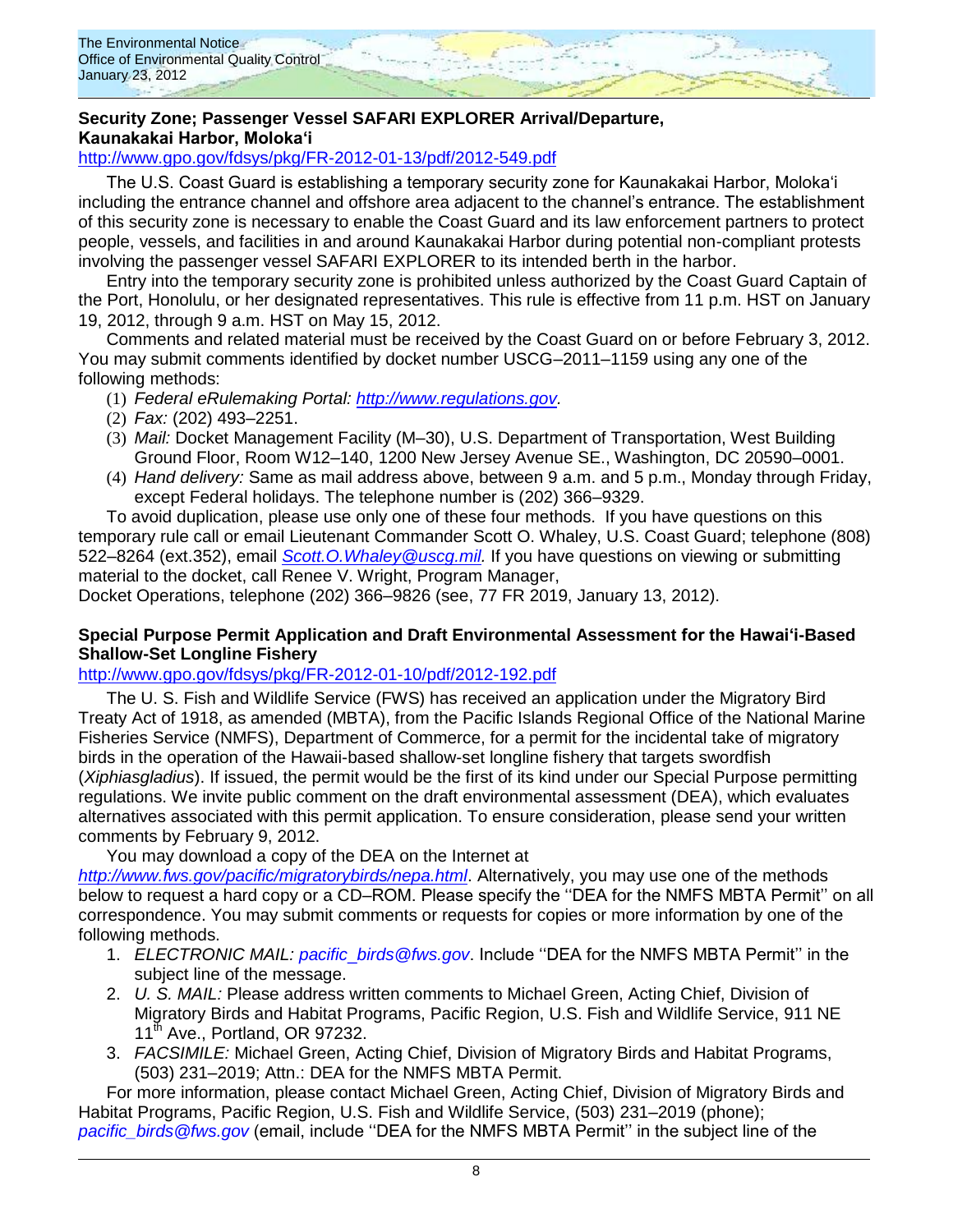### Security Zone; Passenger Vessel SAFARI EXPLORER Arrival/Departure, Kaunakakai Harbor, Moloka'i

http://www.gpo.gov/fdsys/pkg/FR-2012-01-13/pdf/2012-549.pdf

The U.S. Coast Guard is establishing a temporary security zone for Kaunakakai Harbor, Moloka'i including the entrance channel and offshore area adjacent to the channel's entrance. The establishment of this security zone is necessary to enable the Coast Guard and its law enforcement partners to protect people, vessels, and facilities in and around Kaunakakai Harbor during potential non-compliant protests involving the passenger vessel SAFARI EXPLORER to its intended berth in the harbor.

Entry into the temporary security zone is prohibited unless authorized by the Coast Guard Captain of the Port, Honolulu, or her designated representatives. This rule is effective from 11 p.m. HST on January 19, 2012, through 9 a.m. HST on May 15, 2012.

Comments and related material must be received by the Coast Guard on or before February 3, 2012. You may submit comments identified by docket number USCG–2011–1159 using any one of the following methods:

(1) *Federal eRulemaking Portal: http://www.regulations.gov.*
(2) *Fax:* (202) 493–2251.
(3) *Mail:* Docket Management Facility (M–30), U.S. Department of Transportation, West Building Ground Floor, Room W12–140, 1200 New Jersey Avenue SE., Washington, DC 20590–0001.
(4) *Hand delivery:* Same as mail address above, between 9 a.m. and 5 p.m., Monday through Friday, except Federal holidays. The telephone number is (202) 366–9329.

To avoid duplication, please use only one of these four methods. If you have questions on this temporary rule call or email Lieutenant Commander Scott O. Whaley, U.S. Coast Guard; telephone (808) 522–8264 (ext.352), email *Scott.O.Whaley@uscg.mil.* If you have questions on viewing or submitting material to the docket, call Renee V. Wright, Program Manager,
Docket Operations, telephone (202) 366–9826 (see, 77 FR 2019, January 13, 2012).

### Special Purpose Permit Application and Draft Environmental Assessment for the Hawai'i-Based Shallow-Set Longline Fishery

http://www.gpo.gov/fdsys/pkg/FR-2012-01-10/pdf/2012-192.pdf

The U. S. Fish and Wildlife Service (FWS) has received an application under the Migratory Bird Treaty Act of 1918, as amended (MBTA), from the Pacific Islands Regional Office of the National Marine Fisheries Service (NMFS), Department of Commerce, for a permit for the incidental take of migratory birds in the operation of the Hawaii-based shallow-set longline fishery that targets swordfish (*Xiphiasgladius*). If issued, the permit would be the first of its kind under our Special Purpose permitting regulations. We invite public comment on the draft environmental assessment (DEA), which evaluates alternatives associated with this permit application. To ensure consideration, please send your written comments by February 9, 2012.

You may download a copy of the DEA on the Internet at *http://www.fws.gov/pacific/migratorybirds/nepa.html*. Alternatively, you may use one of the methods below to request a hard copy or a CD–ROM. Please specify the ''DEA for the NMFS MBTA Permit'' on all correspondence. You may submit comments or requests for copies or more information by one of the following methods.

1. *ELECTRONIC MAIL: pacific_birds@fws.gov*. Include ''DEA for the NMFS MBTA Permit'' in the subject line of the message.
2. *U. S. MAIL:* Please address written comments to Michael Green, Acting Chief, Division of Migratory Birds and Habitat Programs, Pacific Region, U.S. Fish and Wildlife Service, 911 NE 11th Ave., Portland, OR 97232.
3. *FACSIMILE:* Michael Green, Acting Chief, Division of Migratory Birds and Habitat Programs, (503) 231–2019; Attn.: DEA for the NMFS MBTA Permit.

For more information, please contact Michael Green, Acting Chief, Division of Migratory Birds and Habitat Programs, Pacific Region, U.S. Fish and Wildlife Service, (503) 231–2019 (phone); *pacific_birds@fws.gov* (email, include ''DEA for the NMFS MBTA Permit'' in the subject line of the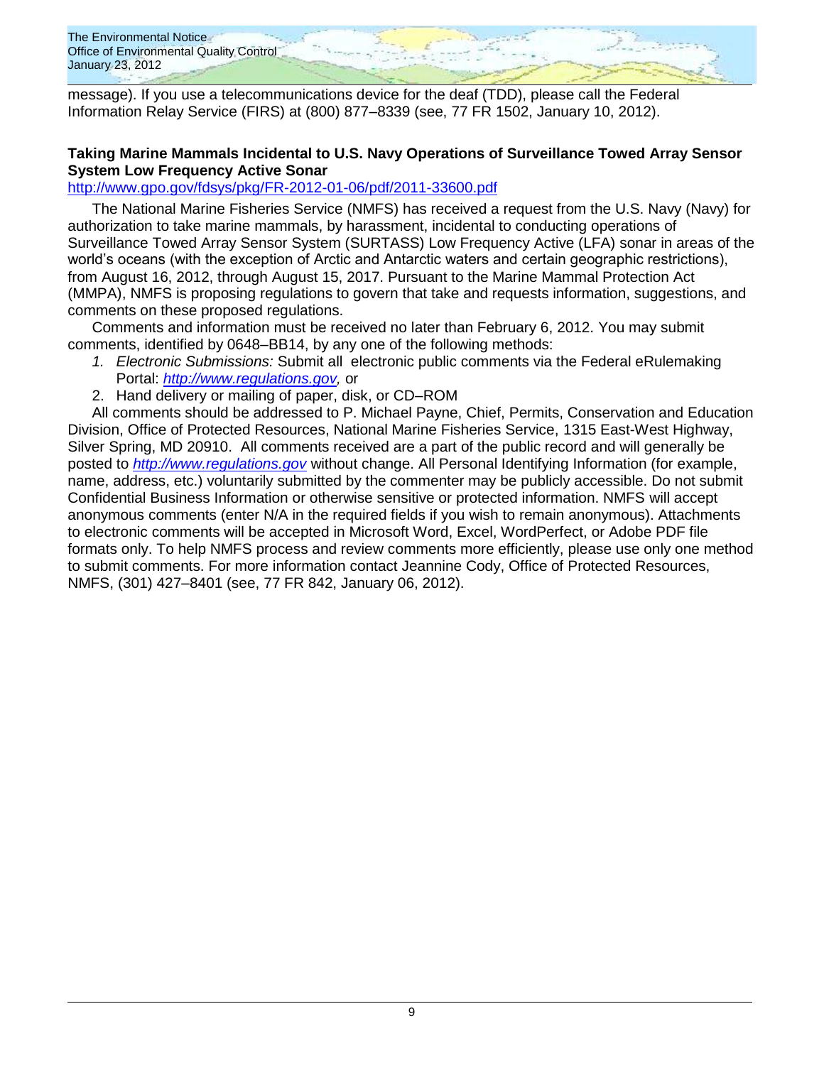message). If you use a telecommunications device for the deaf (TDD), please call the Federal Information Relay Service (FIRS) at (800) 877–8339 (see, 77 FR 1502, January 10, 2012).

**Taking Marine Mammals Incidental to U.S. Navy Operations of Surveillance Towed Array Sensor System Low Frequency Active Sonar**

http://www.gpo.gov/fdsys/pkg/FR-2012-01-06/pdf/2011-33600.pdf

The National Marine Fisheries Service (NMFS) has received a request from the U.S. Navy (Navy) for authorization to take marine mammals, by harassment, incidental to conducting operations of Surveillance Towed Array Sensor System (SURTASS) Low Frequency Active (LFA) sonar in areas of the world's oceans (with the exception of Arctic and Antarctic waters and certain geographic restrictions), from August 16, 2012, through August 15, 2017. Pursuant to the Marine Mammal Protection Act (MMPA), NMFS is proposing regulations to govern that take and requests information, suggestions, and comments on these proposed regulations.

Comments and information must be received no later than February 6, 2012. You may submit comments, identified by 0648–BB14, by any one of the following methods:

1. *Electronic Submissions:* Submit all electronic public comments via the Federal eRulemaking Portal: *http://www.regulations.gov,* or
2. Hand delivery or mailing of paper, disk, or CD–ROM

All comments should be addressed to P. Michael Payne, Chief, Permits, Conservation and Education Division, Office of Protected Resources, National Marine Fisheries Service, 1315 East-West Highway, Silver Spring, MD 20910. All comments received are a part of the public record and will generally be posted to *http://www.regulations.gov* without change. All Personal Identifying Information (for example, name, address, etc.) voluntarily submitted by the commenter may be publicly accessible. Do not submit Confidential Business Information or otherwise sensitive or protected information. NMFS will accept anonymous comments (enter N/A in the required fields if you wish to remain anonymous). Attachments to electronic comments will be accepted in Microsoft Word, Excel, WordPerfect, or Adobe PDF file formats only. To help NMFS process and review comments more efficiently, please use only one method to submit comments. For more information contact Jeannine Cody, Office of Protected Resources, NMFS, (301) 427–8401 (see, 77 FR 842, January 06, 2012).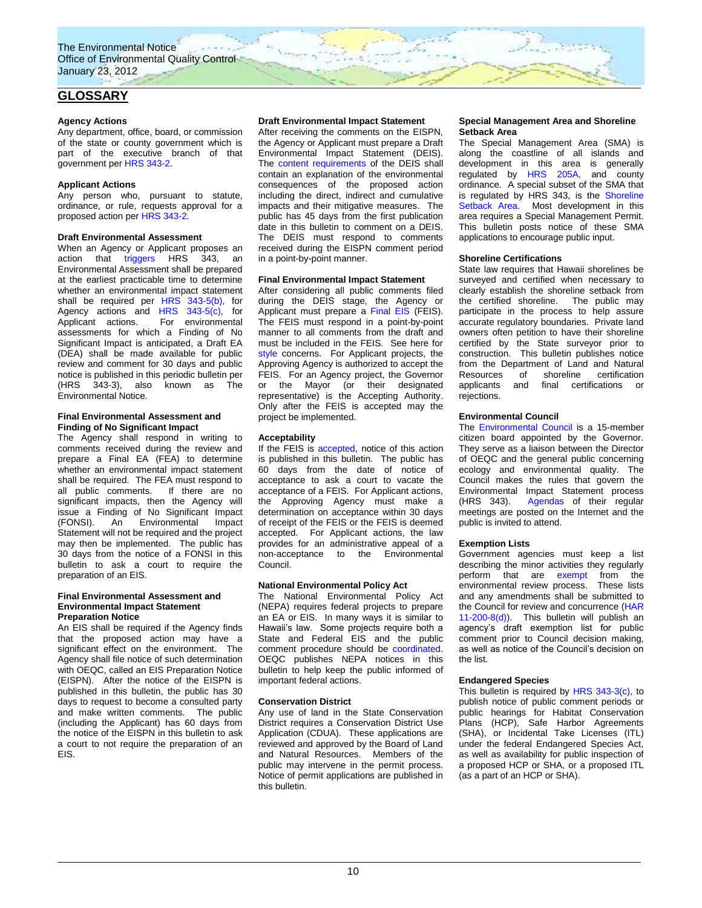## GLOSSARY

**Agency Actions**
Any department, office, board, or commission of the state or county government which is part of the executive branch of that government per HRS 343-2.

**Applicant Actions**
Any person who, pursuant to statute, ordinance, or rule, requests approval for a proposed action per HRS 343-2.

**Draft Environmental Assessment**
When an Agency or Applicant proposes an action that triggers HRS 343, an Environmental Assessment shall be prepared at the earliest practicable time to determine whether an environmental impact statement shall be required per HRS 343-5(b), for Agency actions and HRS 343-5(c), for Applicant actions. For environmental assessments for which a Finding of No Significant Impact is anticipated, a Draft EA (DEA) shall be made available for public review and comment for 30 days and public notice is published in this periodic bulletin per (HRS 343-3), also known as The Environmental Notice.

**Final Environmental Assessment and Finding of No Significant Impact**
The Agency shall respond in writing to comments received during the review and prepare a Final EA (FEA) to determine whether an environmental impact statement shall be required. The FEA must respond to all public comments. If there are no significant impacts, then the Agency will issue a Finding of No Significant Impact (FONSI). An Environmental Impact Statement will not be required and the project may then be implemented. The public has 30 days from the notice of a FONSI in this bulletin to ask a court to require the preparation of an EIS.

**Final Environmental Assessment and Environmental Impact Statement Preparation Notice**
An EIS shall be required if the Agency finds that the proposed action may have a significant effect on the environment. The Agency shall file notice of such determination with OEQC, called an EIS Preparation Notice (EISPN). After the notice of the EISPN is published in this bulletin, the public has 30 days to request to become a consulted party and make written comments. The public (including the Applicant) has 60 days from the notice of the EISPN in this bulletin to ask a court to not require the preparation of an EIS.

**Draft Environmental Impact Statement**
After receiving the comments on the EISPN, the Agency or Applicant must prepare a Draft Environmental Impact Statement (DEIS). The content requirements of the DEIS shall contain an explanation of the environmental consequences of the proposed action including the direct, indirect and cumulative impacts and their mitigative measures. The public has 45 days from the first publication date in this bulletin to comment on a DEIS. The DEIS must respond to comments received during the EISPN comment period in a point-by-point manner.

**Final Environmental Impact Statement**
After considering all public comments filed during the DEIS stage, the Agency or Applicant must prepare a Final EIS (FEIS). The FEIS must respond in a point-by-point manner to all comments from the draft and must be included in the FEIS. See here for style concerns. For Applicant projects, the Approving Agency is authorized to accept the FEIS. For an Agency project, the Governor or the Mayor (or their designated representative) is the Accepting Authority. Only after the FEIS is accepted may the project be implemented.

**Acceptability**
If the FEIS is accepted, notice of this action is published in this bulletin. The public has 60 days from the date of notice of acceptance to ask a court to vacate the acceptance of a FEIS. For Applicant actions, the Approving Agency must make a determination on acceptance within 30 days of receipt of the FEIS or the FEIS is deemed accepted. For Applicant actions, the law provides for an administrative appeal of a non-acceptance to the Environmental Council.

**National Environmental Policy Act**
The National Environmental Policy Act (NEPA) requires federal projects to prepare an EA or EIS. In many ways it is similar to Hawaii's law. Some projects require both a State and Federal EIS and the public comment procedure should be coordinated. OEQC publishes NEPA notices in this bulletin to help keep the public informed of important federal actions.

**Conservation District**
Any use of land in the State Conservation District requires a Conservation District Use Application (CDUA). These applications are reviewed and approved by the Board of Land and Natural Resources. Members of the public may intervene in the permit process. Notice of permit applications are published in this bulletin.

**Special Management Area and Shoreline Setback Area**
The Special Management Area (SMA) is along the coastline of all islands and development in this area is generally regulated by HRS 205A, and county ordinance. A special subset of the SMA that is regulated by HRS 343, is the Shoreline Setback Area. Most development in this area requires a Special Management Permit. This bulletin posts notice of these SMA applications to encourage public input.

**Shoreline Certifications**
State law requires that Hawaii shorelines be surveyed and certified when necessary to clearly establish the shoreline setback from the certified shoreline. The public may participate in the process to help assure accurate regulatory boundaries. Private land owners often petition to have their shoreline certified by the State surveyor prior to construction. This bulletin publishes notice from the Department of Land and Natural Resources of shoreline certification applicants and final certifications or rejections.

**Environmental Council**
The Environmental Council is a 15-member citizen board appointed by the Governor. They serve as a liaison between the Director of OEQC and the general public concerning ecology and environmental quality. The Council makes the rules that govern the Environmental Impact Statement process (HRS 343). Agendas of their regular meetings are posted on the Internet and the public is invited to attend.

**Exemption Lists**
Government agencies must keep a list describing the minor activities they regularly perform that are exempt from the environmental review process. These lists and any amendments shall be submitted to the Council for review and concurrence (HAR 11-200-8(d)). This bulletin will publish an agency's draft exemption list for public comment prior to Council decision making, as well as notice of the Council's decision on the list.

**Endangered Species**
This bulletin is required by HRS 343-3(c), to publish notice of public comment periods or public hearings for Habitat Conservation Plans (HCP), Safe Harbor Agreements (SHA), or Incidental Take Licenses (ITL) under the federal Endangered Species Act, as well as availability for public inspection of a proposed HCP or SHA, or a proposed ITL (as a part of an HCP or SHA).